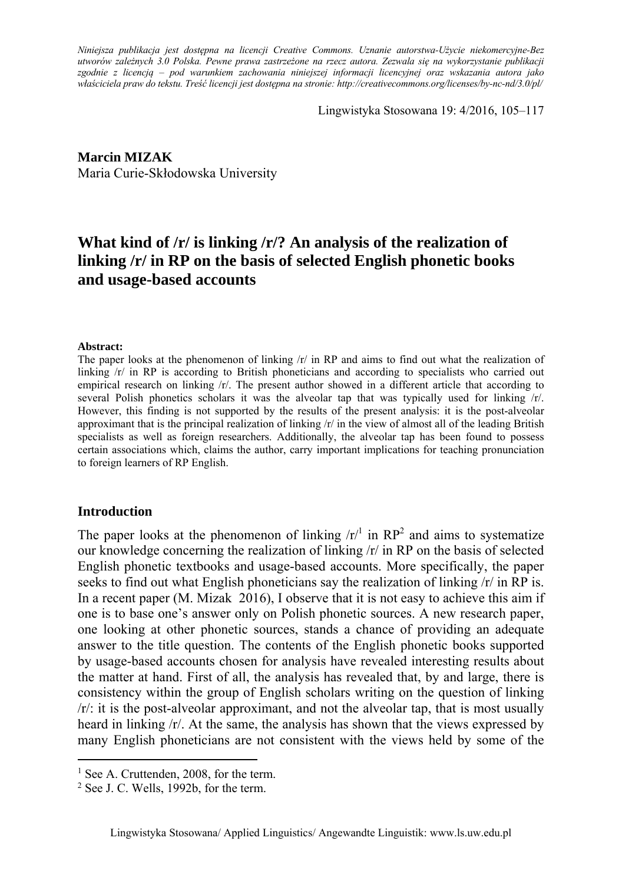*Niniejsza publikacja jest dostępna na licencji Creative Commons. Uznanie autorstwa-Użycie niekomercyjne-Bez utworów zależnych 3.0 Polska. Pewne prawa zastrzeżone na rzecz autora. Zezwala się na wykorzystanie publikacji zgodnie z licencją – pod warunkiem zachowania niniejszej informacji licencyjnej oraz wskazania autora jako właściciela praw do tekstu. Treść licencji jest dostępna na stronie: http://creativecommons.org/licenses/by-nc-nd/3.0/pl/*

Lingwistyka Stosowana 19: 4/2016, 105–117

**Marcin MIZAK**
Maria Curie-Skłodowska University

# What kind of /r/ is linking /r/? An analysis of the realization of linking /r/ in RP on the basis of selected English phonetic books and usage-based accounts

**Abstract:**
The paper looks at the phenomenon of linking /r/ in RP and aims to find out what the realization of linking /r/ in RP is according to British phoneticians and according to specialists who carried out empirical research on linking /r/. The present author showed in a different article that according to several Polish phonetics scholars it was the alveolar tap that was typically used for linking /r/. However, this finding is not supported by the results of the present analysis: it is the post-alveolar approximant that is the principal realization of linking /r/ in the view of almost all of the leading British specialists as well as foreign researchers. Additionally, the alveolar tap has been found to possess certain associations which, claims the author, carry important implications for teaching pronunciation to foreign learners of RP English.

## Introduction

The paper looks at the phenomenon of linking /r/[1] in RP[2] and aims to systematize our knowledge concerning the realization of linking /r/ in RP on the basis of selected English phonetic textbooks and usage-based accounts. More specifically, the paper seeks to find out what English phoneticians say the realization of linking /r/ in RP is. In a recent paper (M. Mizak 2016), I observe that it is not easy to achieve this aim if one is to base one's answer only on Polish phonetic sources. A new research paper, one looking at other phonetic sources, stands a chance of providing an adequate answer to the title question. The contents of the English phonetic books supported by usage-based accounts chosen for analysis have revealed interesting results about the matter at hand. First of all, the analysis has revealed that, by and large, there is consistency within the group of English scholars writing on the question of linking /r/: it is the post-alveolar approximant, and not the alveolar tap, that is most usually heard in linking /r/. At the same, the analysis has shown that the views expressed by many English phoneticians are not consistent with the views held by some of the

[1] See A. Cruttenden, 2008, for the term.
[2] See J. C. Wells, 1992b, for the term.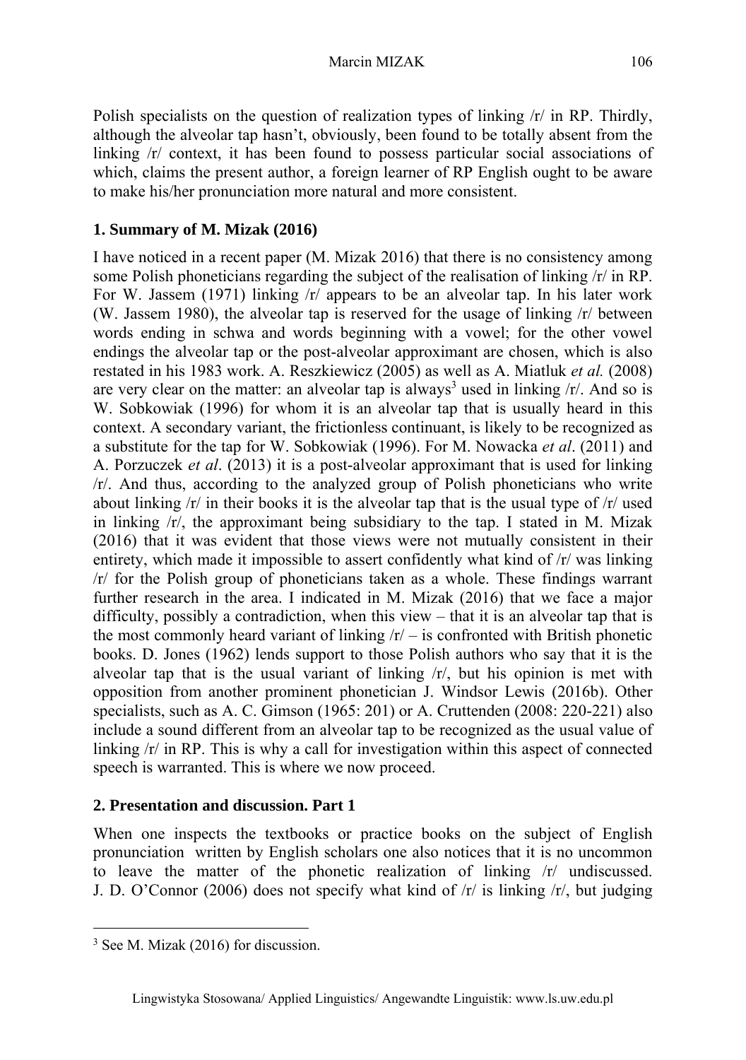Polish specialists on the question of realization types of linking /r/ in RP. Thirdly, although the alveolar tap hasn't, obviously, been found to be totally absent from the linking /r/ context, it has been found to possess particular social associations of which, claims the present author, a foreign learner of RP English ought to be aware to make his/her pronunciation more natural and more consistent.

## 1. Summary of M. Mizak (2016)

I have noticed in a recent paper (M. Mizak 2016) that there is no consistency among some Polish phoneticians regarding the subject of the realisation of linking /r/ in RP. For W. Jassem (1971) linking /r/ appears to be an alveolar tap. In his later work (W. Jassem 1980), the alveolar tap is reserved for the usage of linking /r/ between words ending in schwa and words beginning with a vowel; for the other vowel endings the alveolar tap or the post-alveolar approximant are chosen, which is also restated in his 1983 work. A. Reszkiewicz (2005) as well as A. Miatluk *et al.* (2008) are very clear on the matter: an alveolar tap is always[3] used in linking /r/. And so is W. Sobkowiak (1996) for whom it is an alveolar tap that is usually heard in this context. A secondary variant, the frictionless continuant, is likely to be recognized as a substitute for the tap for W. Sobkowiak (1996). For M. Nowacka *et al*. (2011) and A. Porzuczek *et al*. (2013) it is a post-alveolar approximant that is used for linking /r/. And thus, according to the analyzed group of Polish phoneticians who write about linking /r/ in their books it is the alveolar tap that is the usual type of /r/ used in linking /r/, the approximant being subsidiary to the tap. I stated in M. Mizak (2016) that it was evident that those views were not mutually consistent in their entirety, which made it impossible to assert confidently what kind of /r/ was linking /r/ for the Polish group of phoneticians taken as a whole. These findings warrant further research in the area. I indicated in M. Mizak (2016) that we face a major difficulty, possibly a contradiction, when this view – that it is an alveolar tap that is the most commonly heard variant of linking /r/ – is confronted with British phonetic books. D. Jones (1962) lends support to those Polish authors who say that it is the alveolar tap that is the usual variant of linking /r/, but his opinion is met with opposition from another prominent phonetician J. Windsor Lewis (2016b). Other specialists, such as A. C. Gimson (1965: 201) or A. Cruttenden (2008: 220-221) also include a sound different from an alveolar tap to be recognized as the usual value of linking /r/ in RP. This is why a call for investigation within this aspect of connected speech is warranted. This is where we now proceed.

## 2. Presentation and discussion. Part 1

When one inspects the textbooks or practice books on the subject of English pronunciation written by English scholars one also notices that it is no uncommon to leave the matter of the phonetic realization of linking /r/ undiscussed. J. D. O'Connor (2006) does not specify what kind of /r/ is linking /r/, but judging

[3] See M. Mizak (2016) for discussion.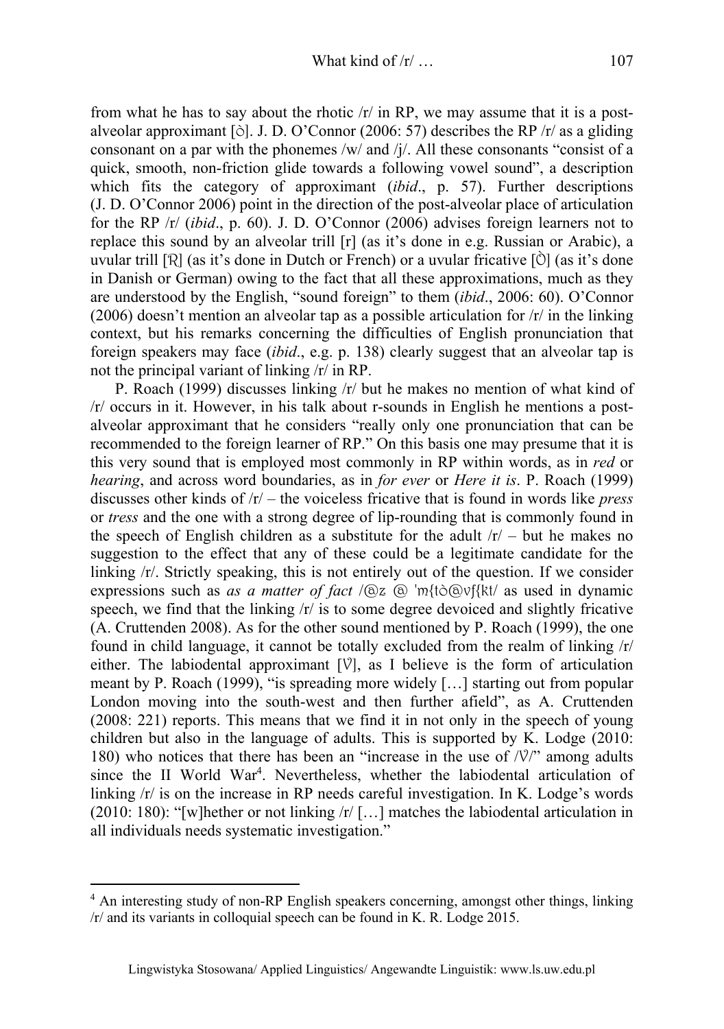from what he has to say about the rhotic /r/ in RP, we may assume that it is a post-alveolar approximant [ɹ̀]. J. D. O'Connor (2006: 57) describes the RP /r/ as a gliding consonant on a par with the phonemes /w/ and /j/. All these consonants "consist of a quick, smooth, non-friction glide towards a following vowel sound", a description which fits the category of approximant (*ibid*., p. 57). Further descriptions (J. D. O'Connor 2006) point in the direction of the post-alveolar place of articulation for the RP /r/ (*ibid*., p. 60). J. D. O'Connor (2006) advises foreign learners not to replace this sound by an alveolar trill [r] (as it's done in e.g. Russian or Arabic), a uvular trill [ʀ] (as it's done in Dutch or French) or a uvular fricative [ʁ̀] (as it's done in Danish or German) owing to the fact that all these approximations, much as they are understood by the English, "sound foreign" to them (*ibid*., 2006: 60). O'Connor (2006) doesn't mention an alveolar tap as a possible articulation for /r/ in the linking context, but his remarks concerning the difficulties of English pronunciation that foreign speakers may face (*ibid*., e.g. p. 138) clearly suggest that an alveolar tap is not the principal variant of linking /r/ in RP.

P. Roach (1999) discusses linking /r/ but he makes no mention of what kind of /r/ occurs in it. However, in his talk about r-sounds in English he mentions a post-alveolar approximant that he considers "really only one pronunciation that can be recommended to the foreign learner of RP." On this basis one may presume that it is this very sound that is employed most commonly in RP within words, as in *red* or *hearing*, and across word boundaries, as in *for ever* or *Here it is*. P. Roach (1999) discusses other kinds of /r/ – the voiceless fricative that is found in words like *press* or *tress* and the one with a strong degree of lip-rounding that is commonly found in the speech of English children as a substitute for the adult /r/ – but he makes no suggestion to the effect that any of these could be a legitimate candidate for the linking /r/. Strictly speaking, this is not entirely out of the question. If we consider expressions such as *as a matter of fact* /@z @ 'm{tɹ̀@vf{kt/ as used in dynamic speech, we find that the linking /r/ is to some degree devoiced and slightly fricative (A. Cruttenden 2008). As for the other sound mentioned by P. Roach (1999), the one found in child language, it cannot be totally excluded from the realm of linking /r/ either. The labiodental approximant [ʋ], as I believe is the form of articulation meant by P. Roach (1999), "is spreading more widely […] starting out from popular London moving into the south-west and then further afield", as A. Cruttenden (2008: 221) reports. This means that we find it in not only in the speech of young children but also in the language of adults. This is supported by K. Lodge (2010: 180) who notices that there has been an "increase in the use of /ʋ/" among adults since the II World War[4]. Nevertheless, whether the labiodental articulation of linking /r/ is on the increase in RP needs careful investigation. In K. Lodge's words (2010: 180): "[w]hether or not linking /r/ […] matches the labiodental articulation in all individuals needs systematic investigation."

---

[4] An interesting study of non-RP English speakers concerning, amongst other things, linking /r/ and its variants in colloquial speech can be found in K. R. Lodge 2015.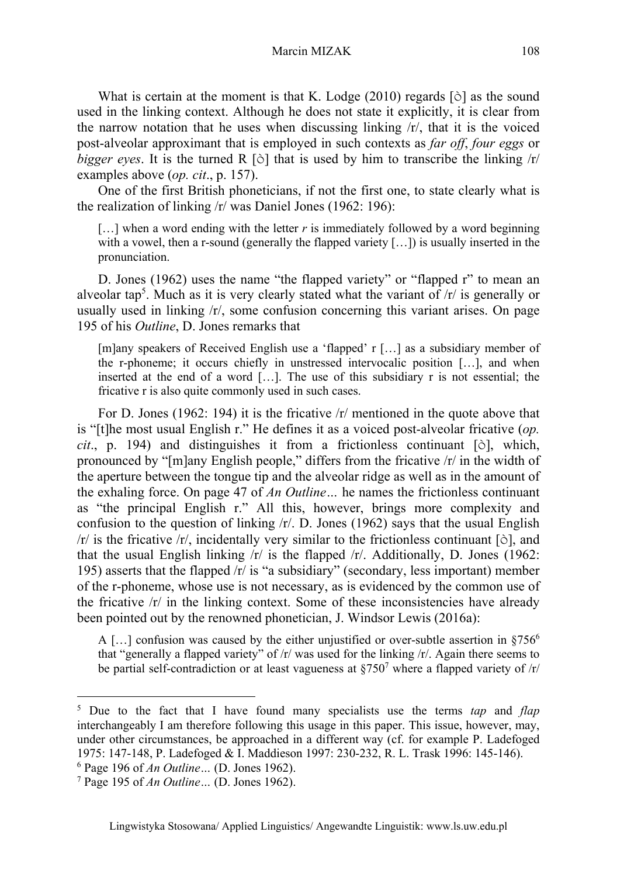What is certain at the moment is that K. Lodge (2010) regards [ɹ̠] as the sound used in the linking context. Although he does not state it explicitly, it is clear from the narrow notation that he uses when discussing linking /r/, that it is the voiced post-alveolar approximant that is employed in such contexts as *far off*, *four eggs* or *bigger eyes*. It is the turned R [ɹ̠] that is used by him to transcribe the linking /r/ examples above (*op. cit*., p. 157).

One of the first British phoneticians, if not the first one, to state clearly what is the realization of linking /r/ was Daniel Jones (1962: 196):

> […] when a word ending with the letter *r* is immediately followed by a word beginning with a vowel, then a r-sound (generally the flapped variety […]) is usually inserted in the pronunciation.

D. Jones (1962) uses the name "the flapped variety" or "flapped r" to mean an alveolar tap[5]. Much as it is very clearly stated what the variant of /r/ is generally or usually used in linking /r/, some confusion concerning this variant arises. On page 195 of his *Outline*, D. Jones remarks that

> [m]any speakers of Received English use a 'flapped' r […] as a subsidiary member of the r-phoneme; it occurs chiefly in unstressed intervocalic position […], and when inserted at the end of a word […]. The use of this subsidiary r is not essential; the fricative r is also quite commonly used in such cases.

For D. Jones (1962: 194) it is the fricative /r/ mentioned in the quote above that is "[t]he most usual English r." He defines it as a voiced post-alveolar fricative (*op. cit*., p. 194) and distinguishes it from a frictionless continuant [ɹ̠], which, pronounced by "[m]any English people," differs from the fricative /r/ in the width of the aperture between the tongue tip and the alveolar ridge as well as in the amount of the exhaling force. On page 47 of *An Outline…* he names the frictionless continuant as "the principal English r." All this, however, brings more complexity and confusion to the question of linking /r/. D. Jones (1962) says that the usual English /r/ is the fricative /r/, incidentally very similar to the frictionless continuant [ɹ̠], and that the usual English linking /r/ is the flapped /r/. Additionally, D. Jones (1962: 195) asserts that the flapped /r/ is "a subsidiary" (secondary, less important) member of the r-phoneme, whose use is not necessary, as is evidenced by the common use of the fricative /r/ in the linking context. Some of these inconsistencies have already been pointed out by the renowned phonetician, J. Windsor Lewis (2016a):

> A […] confusion was caused by the either unjustified or over-subtle assertion in §756[6] that "generally a flapped variety" of /r/ was used for the linking /r/. Again there seems to be partial self-contradiction or at least vagueness at §750[7] where a flapped variety of /r/

---

[5] Due to the fact that I have found many specialists use the terms *tap* and *flap* interchangeably I am therefore following this usage in this paper. This issue, however, may, under other circumstances, be approached in a different way (cf. for example P. Ladefoged 1975: 147-148, P. Ladefoged & I. Maddieson 1997: 230-232, R. L. Trask 1996: 145-146).

[6] Page 196 of *An Outline…* (D. Jones 1962).

[7] Page 195 of *An Outline…* (D. Jones 1962).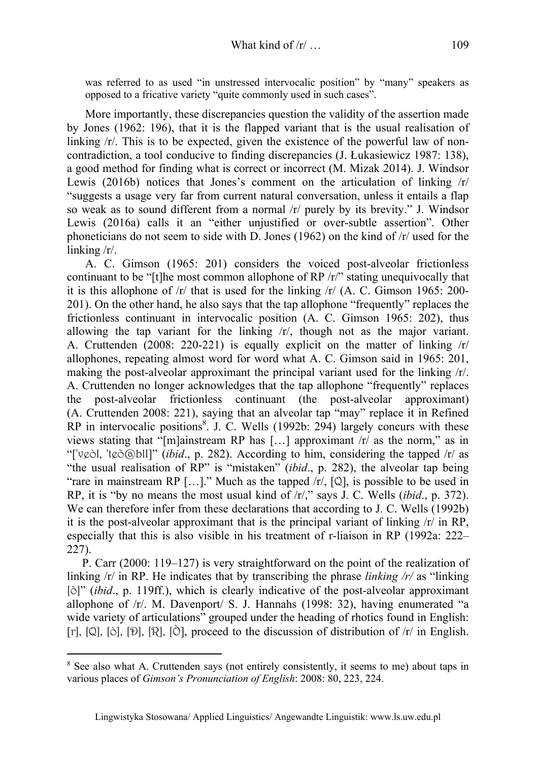was referred to as used "in unstressed intervocalic position" by "many" speakers as opposed to a fricative variety "quite commonly used in such cases".

More importantly, these discrepancies question the validity of the assertion made by Jones (1962: 196), that it is the flapped variant that is the usual realisation of linking /r/. This is to be expected, given the existence of the powerful law of non-contradiction, a tool conducive to finding discrepancies (J. Łukasiewicz 1987: 138), a good method for finding what is correct or incorrect (M. Mizak 2014). J. Windsor Lewis (2016b) notices that Jones's comment on the articulation of linking /r/ "suggests a usage very far from current natural conversation, unless it entails a flap so weak as to sound different from a normal /r/ purely by its brevity." J. Windsor Lewis (2016a) calls it an "either unjustified or over-subtle assertion". Other phoneticians do not seem to side with D. Jones (1962) on the kind of /r/ used for the linking /r/.

A. C. Gimson (1965: 201) considers the voiced post-alveolar frictionless continuant to be "[t]he most common allophone of RP /r/" stating unequivocally that it is this allophone of /r/ that is used for the linking /r/ (A. C. Gimson 1965: 200-201). On the other hand, he also says that the tap allophone "frequently" replaces the frictionless continuant in intervocalic position (A. C. Gimson 1965: 202), thus allowing the tap variant for the linking /r/, though not as the major variant. A. Cruttenden (2008: 220-221) is equally explicit on the matter of linking /r/ allophones, repeating almost word for word what A. C. Gimson said in 1965: 201, making the post-alveolar approximant the principal variant used for the linking /r/. A. Cruttenden no longer acknowledges that the tap allophone "frequently" replaces the post-alveolar frictionless continuant (the post-alveolar approximant) (A. Cruttenden 2008: 221), saying that an alveolar tap "may" replace it in Refined RP in intervocalic positions[8]. J. C. Wells (1992b: 294) largely concurs with these views stating that "[m]ainstream RP has […] approximant /r/ as the norm," as in "['vɛɹɪ, 'tɛɹəbl]" (*ibid*., p. 282). According to him, considering the tapped /r/ as "the usual realisation of RP" is "mistaken" (*ibid*., p. 282), the alveolar tap being "rare in mainstream RP […]." Much as the tapped /r/, [ɾ], is possible to be used in RP, it is "by no means the most usual kind of /r/," says J. C. Wells (*ibid*., p. 372). We can therefore infer from these declarations that according to J. C. Wells (1992b) it is the post-alveolar approximant that is the principal variant of linking /r/ in RP, especially that this is also visible in his treatment of r-liaison in RP (1992a: 222–227).

P. Carr (2000: 119–127) is very straightforward on the point of the realization of linking /r/ in RP. He indicates that by transcribing the phrase *linking /r/* as "linking [ɹ]" (*ibid*., p. 119ff.), which is clearly indicative of the post-alveolar approximant allophone of /r/. M. Davenport/ S. J. Hannahs (1998: 32), having enumerated "a wide variety of articulations" grouped under the heading of rhotics found in English: [r], [ɾ], [ɹ], [ʁ], [ʀ], [ɻ], proceed to the discussion of distribution of /r/ in English.

[8] See also what A. Cruttenden says (not entirely consistently, it seems to me) about taps in various places of *Gimson's Pronunciation of English*: 2008: 80, 223, 224.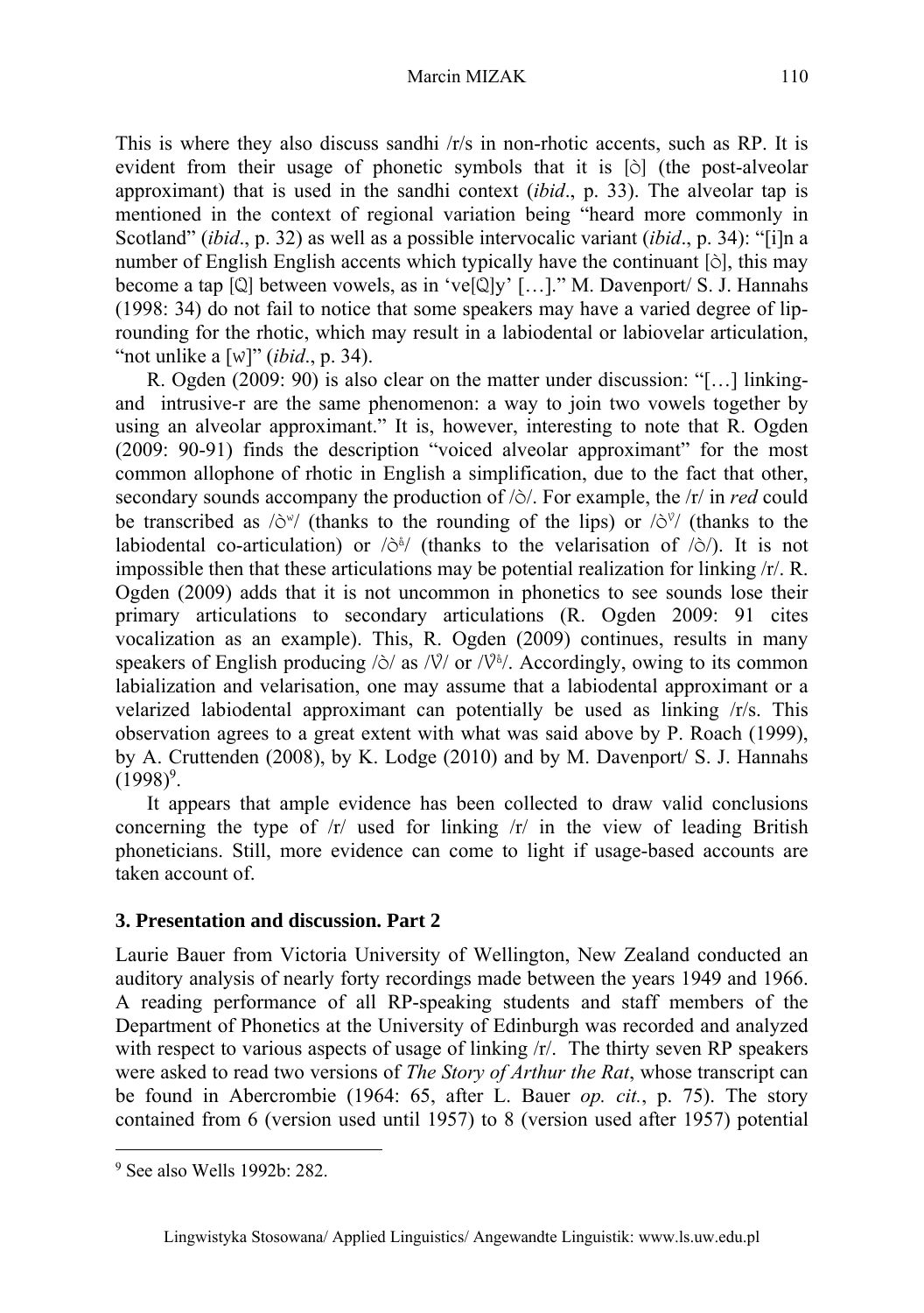This is where they also discuss sandhi /r/s in non-rhotic accents, such as RP. It is evident from their usage of phonetic symbols that it is [ɹ] (the post-alveolar approximant) that is used in the sandhi context (*ibid*., p. 33). The alveolar tap is mentioned in the context of regional variation being "heard more commonly in Scotland" (*ibid*., p. 32) as well as a possible intervocalic variant (*ibid*., p. 34): "[i]n a number of English English accents which typically have the continuant [ɹ], this may become a tap [ɾ] between vowels, as in 've[ɾ]y' […]." M. Davenport/ S. J. Hannahs (1998: 34) do not fail to notice that some speakers may have a varied degree of lip-rounding for the rhotic, which may result in a labiodental or labiovelar articulation, "not unlike a [w]" (*ibid*., p. 34).

R. Ogden (2009: 90) is also clear on the matter under discussion: "[…] linking- and intrusive-r are the same phenomenon: a way to join two vowels together by using an alveolar approximant." It is, however, interesting to note that R. Ogden (2009: 90-91) finds the description "voiced alveolar approximant" for the most common allophone of rhotic in English a simplification, due to the fact that other, secondary sounds accompany the production of /ɹ/. For example, the /r/ in *red* could be transcribed as /ɹʷ/ (thanks to the rounding of the lips) or /ɹʋ/ (thanks to the labiodental co-articulation) or /ɹˠ/ (thanks to the velarisation of /ɹ/). It is not impossible then that these articulations may be potential realization for linking /r/. R. Ogden (2009) adds that it is not uncommon in phonetics to see sounds lose their primary articulations to secondary articulations (R. Ogden 2009: 91 cites vocalization as an example). This, R. Ogden (2009) continues, results in many speakers of English producing /ɹ/ as /ʋ/ or /ʋˠ/. Accordingly, owing to its common labialization and velarisation, one may assume that a labiodental approximant or a velarized labiodental approximant can potentially be used as linking /r/s. This observation agrees to a great extent with what was said above by P. Roach (1999), by A. Cruttenden (2008), by K. Lodge (2010) and by M. Davenport/ S. J. Hannahs (1998)[9].

It appears that ample evidence has been collected to draw valid conclusions concerning the type of /r/ used for linking /r/ in the view of leading British phoneticians. Still, more evidence can come to light if usage-based accounts are taken account of.

## 3. Presentation and discussion. Part 2

Laurie Bauer from Victoria University of Wellington, New Zealand conducted an auditory analysis of nearly forty recordings made between the years 1949 and 1966. A reading performance of all RP-speaking students and staff members of the Department of Phonetics at the University of Edinburgh was recorded and analyzed with respect to various aspects of usage of linking /r/. The thirty seven RP speakers were asked to read two versions of *The Story of Arthur the Rat*, whose transcript can be found in Abercrombie (1964: 65, after L. Bauer *op. cit.*, p. 75). The story contained from 6 (version used until 1957) to 8 (version used after 1957) potential

---

[9] See also Wells 1992b: 282.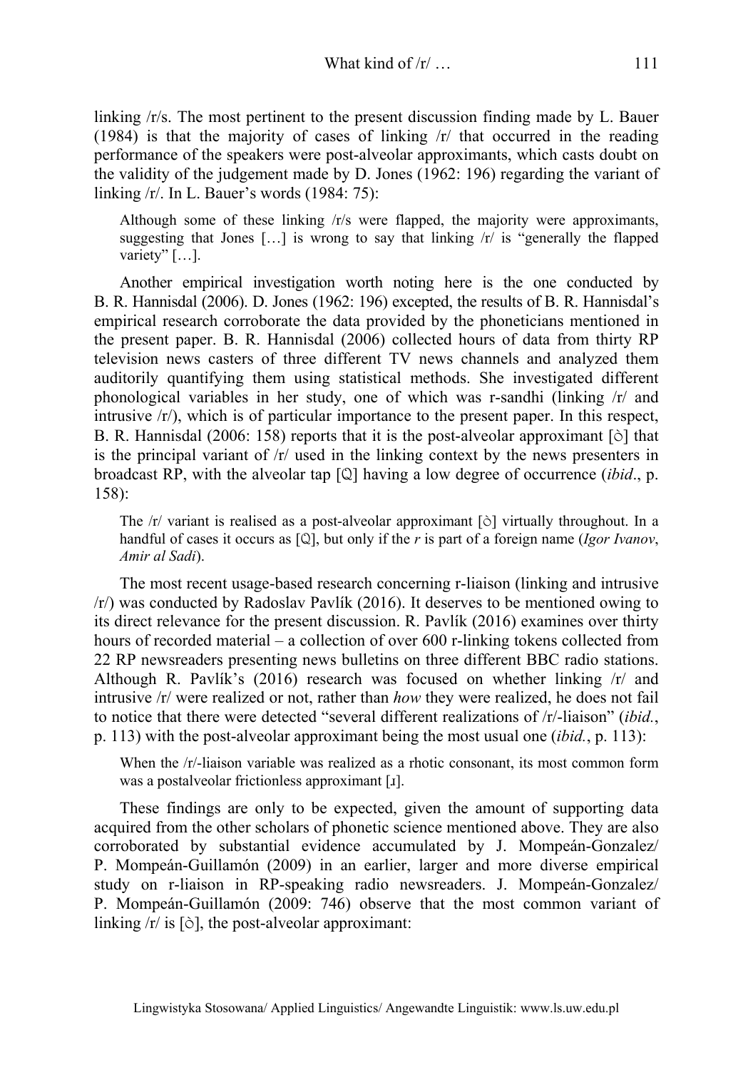linking /r/s. The most pertinent to the present discussion finding made by L. Bauer (1984) is that the majority of cases of linking /r/ that occurred in the reading performance of the speakers were post-alveolar approximants, which casts doubt on the validity of the judgement made by D. Jones (1962: 196) regarding the variant of linking /r/. In L. Bauer's words (1984: 75):

> Although some of these linking /r/s were flapped, the majority were approximants, suggesting that Jones […] is wrong to say that linking /r/ is "generally the flapped variety" […].

Another empirical investigation worth noting here is the one conducted by B. R. Hannisdal (2006). D. Jones (1962: 196) excepted, the results of B. R. Hannisdal's empirical research corroborate the data provided by the phoneticians mentioned in the present paper. B. R. Hannisdal (2006) collected hours of data from thirty RP television news casters of three different TV news channels and analyzed them auditorily quantifying them using statistical methods. She investigated different phonological variables in her study, one of which was r-sandhi (linking /r/ and intrusive /r/), which is of particular importance to the present paper. In this respect, B. R. Hannisdal (2006: 158) reports that it is the post-alveolar approximant [ɹ] that is the principal variant of /r/ used in the linking context by the news presenters in broadcast RP, with the alveolar tap [ɾ] having a low degree of occurrence (*ibid*., p. 158):

> The /r/ variant is realised as a post-alveolar approximant [ɹ] virtually throughout. In a handful of cases it occurs as [ɾ], but only if the *r* is part of a foreign name (*Igor Ivanov*, *Amir al Sadi*).

The most recent usage-based research concerning r-liaison (linking and intrusive /r/) was conducted by Radoslav Pavlík (2016). It deserves to be mentioned owing to its direct relevance for the present discussion. R. Pavlík (2016) examines over thirty hours of recorded material – a collection of over 600 r-linking tokens collected from 22 RP newsreaders presenting news bulletins on three different BBC radio stations. Although R. Pavlík's (2016) research was focused on whether linking /r/ and intrusive /r/ were realized or not, rather than *how* they were realized, he does not fail to notice that there were detected "several different realizations of /r/-liaison" (*ibid.*, p. 113) with the post-alveolar approximant being the most usual one (*ibid.*, p. 113):

> When the /r/-liaison variable was realized as a rhotic consonant, its most common form was a postalveolar frictionless approximant [ɹ].

These findings are only to be expected, given the amount of supporting data acquired from the other scholars of phonetic science mentioned above. They are also corroborated by substantial evidence accumulated by J. Mompeán-Gonzalez/ P. Mompeán-Guillamón (2009) in an earlier, larger and more diverse empirical study on r-liaison in RP-speaking radio newsreaders. J. Mompeán-Gonzalez/ P. Mompeán-Guillamón (2009: 746) observe that the most common variant of linking /r/ is [ɹ], the post-alveolar approximant: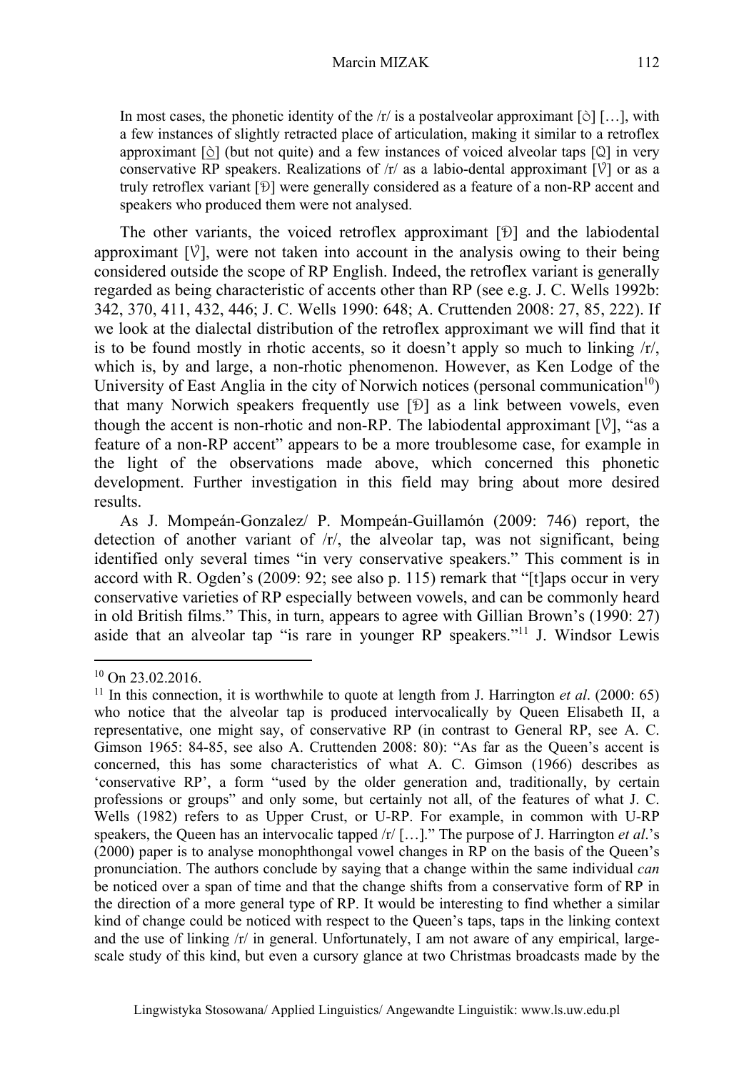> In most cases, the phonetic identity of the /r/ is a postalveolar approximant [ɹ̠] […], with a few instances of slightly retracted place of articulation, making it similar to a retroflex approximant [ɹ̠] (but not quite) and a few instances of voiced alveolar taps [ɾ] in very conservative RP speakers. Realizations of /r/ as a labio-dental approximant [ʋ] or as a truly retroflex variant [ɻ] were generally considered as a feature of a non-RP accent and speakers who produced them were not analysed.

The other variants, the voiced retroflex approximant [ɻ] and the labiodental approximant [ʋ], were not taken into account in the analysis owing to their being considered outside the scope of RP English. Indeed, the retroflex variant is generally regarded as being characteristic of accents other than RP (see e.g. J. C. Wells 1992b: 342, 370, 411, 432, 446; J. C. Wells 1990: 648; A. Cruttenden 2008: 27, 85, 222). If we look at the dialectal distribution of the retroflex approximant we will find that it is to be found mostly in rhotic accents, so it doesn't apply so much to linking /r/, which is, by and large, a non-rhotic phenomenon. However, as Ken Lodge of the University of East Anglia in the city of Norwich notices (personal communication[10]) that many Norwich speakers frequently use [ɻ] as a link between vowels, even though the accent is non-rhotic and non-RP. The labiodental approximant [ʋ], "as a feature of a non-RP accent" appears to be a more troublesome case, for example in the light of the observations made above, which concerned this phonetic development. Further investigation in this field may bring about more desired results.

As J. Mompeán-Gonzalez/ P. Mompeán-Guillamón (2009: 746) report, the detection of another variant of /r/, the alveolar tap, was not significant, being identified only several times "in very conservative speakers." This comment is in accord with R. Ogden's (2009: 92; see also p. 115) remark that "[t]aps occur in very conservative varieties of RP especially between vowels, and can be commonly heard in old British films." This, in turn, appears to agree with Gillian Brown's (1990: 27) aside that an alveolar tap "is rare in younger RP speakers."[11] J. Windsor Lewis

---

[10] On 23.02.2016.

[11] In this connection, it is worthwhile to quote at length from J. Harrington *et al*. (2000: 65) who notice that the alveolar tap is produced intervocalically by Queen Elisabeth II, a representative, one might say, of conservative RP (in contrast to General RP, see A. C. Gimson 1965: 84-85, see also A. Cruttenden 2008: 80): "As far as the Queen's accent is concerned, this has some characteristics of what A. C. Gimson (1966) describes as 'conservative RP', a form "used by the older generation and, traditionally, by certain professions or groups" and only some, but certainly not all, of the features of what J. C. Wells (1982) refers to as Upper Crust, or U-RP. For example, in common with U-RP speakers, the Queen has an intervocalic tapped /r/ […]." The purpose of J. Harrington *et al*.'s (2000) paper is to analyse monophthongal vowel changes in RP on the basis of the Queen's pronunciation. The authors conclude by saying that a change within the same individual *can* be noticed over a span of time and that the change shifts from a conservative form of RP in the direction of a more general type of RP. It would be interesting to find whether a similar kind of change could be noticed with respect to the Queen's taps, taps in the linking context and the use of linking /r/ in general. Unfortunately, I am not aware of any empirical, large-scale study of this kind, but even a cursory glance at two Christmas broadcasts made by the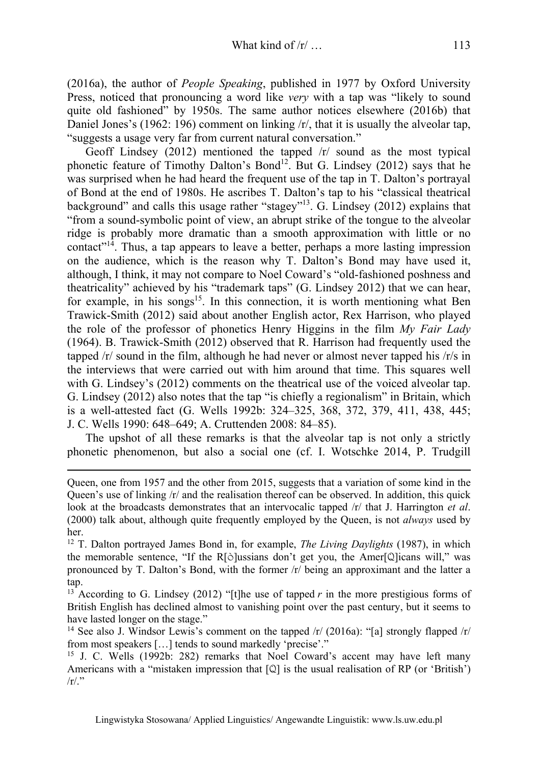(2016a), the author of *People Speaking*, published in 1977 by Oxford University Press, noticed that pronouncing a word like *very* with a tap was "likely to sound quite old fashioned" by 1950s. The same author notices elsewhere (2016b) that Daniel Jones's (1962: 196) comment on linking /r/, that it is usually the alveolar tap, "suggests a usage very far from current natural conversation."

Geoff Lindsey (2012) mentioned the tapped /r/ sound as the most typical phonetic feature of Timothy Dalton's Bond[12]. But G. Lindsey (2012) says that he was surprised when he had heard the frequent use of the tap in T. Dalton's portrayal of Bond at the end of 1980s. He ascribes T. Dalton's tap to his "classical theatrical background" and calls this usage rather "stagey"[13]. G. Lindsey (2012) explains that "from a sound-symbolic point of view, an abrupt strike of the tongue to the alveolar ridge is probably more dramatic than a smooth approximation with little or no contact"[14]. Thus, a tap appears to leave a better, perhaps a more lasting impression on the audience, which is the reason why T. Dalton's Bond may have used it, although, I think, it may not compare to Noel Coward's "old-fashioned poshness and theatricality" achieved by his "trademark taps" (G. Lindsey 2012) that we can hear, for example, in his songs[15]. In this connection, it is worth mentioning what Ben Trawick-Smith (2012) said about another English actor, Rex Harrison, who played the role of the professor of phonetics Henry Higgins in the film *My Fair Lady* (1964). B. Trawick-Smith (2012) observed that R. Harrison had frequently used the tapped /r/ sound in the film, although he had never or almost never tapped his /r/s in the interviews that were carried out with him around that time. This squares well with G. Lindsey's (2012) comments on the theatrical use of the voiced alveolar tap. G. Lindsey (2012) also notes that the tap "is chiefly a regionalism" in Britain, which is a well-attested fact (G. Wells 1992b: 324–325, 368, 372, 379, 411, 438, 445; J. C. Wells 1990: 648–649; A. Cruttenden 2008: 84–85).

The upshot of all these remarks is that the alveolar tap is not only a strictly phonetic phenomenon, but also a social one (cf. I. Wotschke 2014, P. Trudgill

---

Queen, one from 1957 and the other from 2015, suggests that a variation of some kind in the Queen's use of linking /r/ and the realisation thereof can be observed. In addition, this quick look at the broadcasts demonstrates that an intervocalic tapped /r/ that J. Harrington *et al*. (2000) talk about, although quite frequently employed by the Queen, is not *always* used by her.

[12] T. Dalton portrayed James Bond in, for example, *The Living Daylights* (1987), in which the memorable sentence, "If the R[ɹ]ussians don't get you, the Amer[ɾ]icans will," was pronounced by T. Dalton's Bond, with the former /r/ being an approximant and the latter a tap.

[13] According to G. Lindsey (2012) "[t]he use of tapped *r* in the more prestigious forms of British English has declined almost to vanishing point over the past century, but it seems to have lasted longer on the stage."

[14] See also J. Windsor Lewis's comment on the tapped /r/ (2016a): "[a] strongly flapped /r/ from most speakers […] tends to sound markedly 'precise'."

[15] J. C. Wells (1992b: 282) remarks that Noel Coward's accent may have left many Americans with a "mistaken impression that [ɾ] is the usual realisation of RP (or 'British') /r/."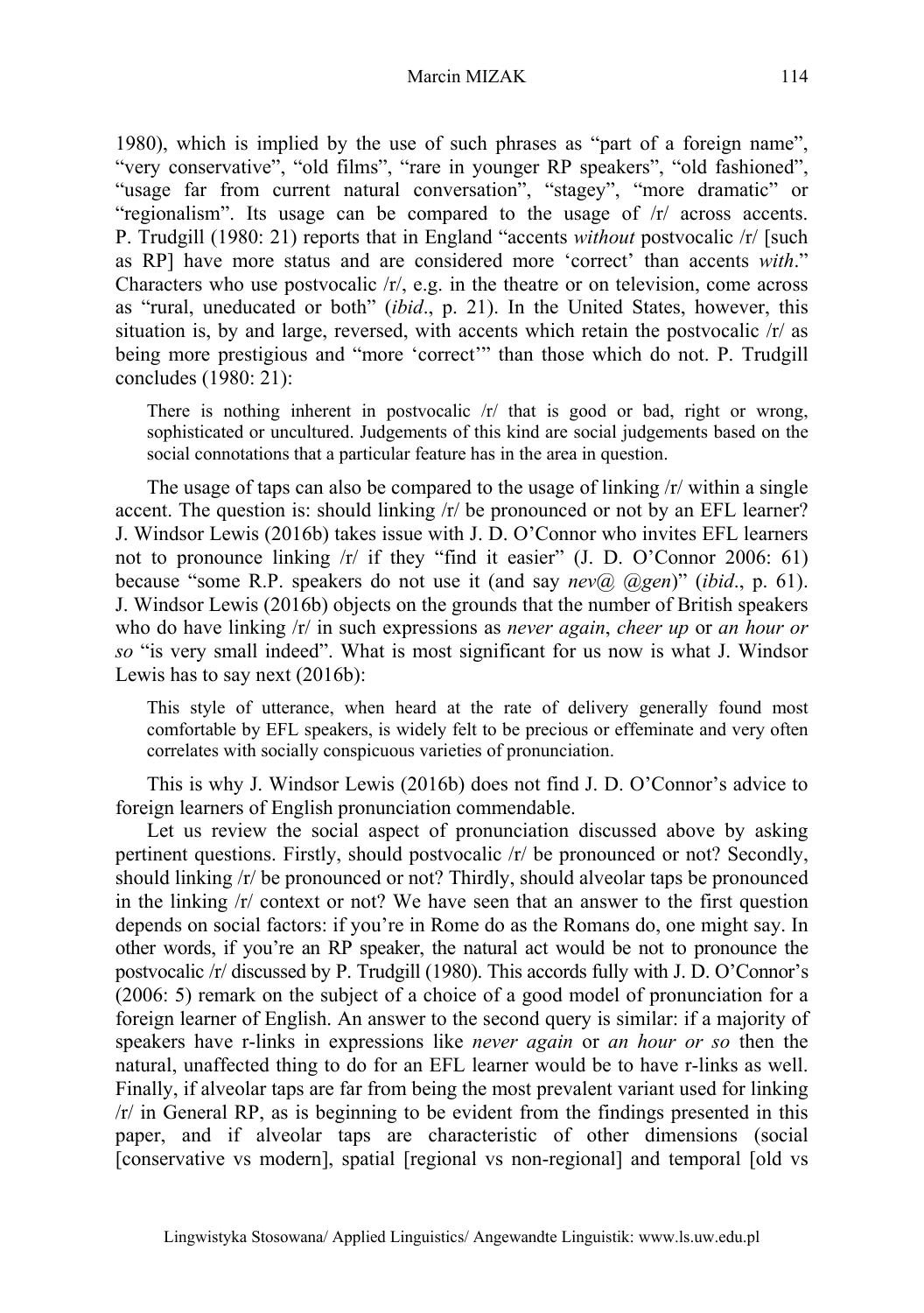1980), which is implied by the use of such phrases as "part of a foreign name", "very conservative", "old films", "rare in younger RP speakers", "old fashioned", "usage far from current natural conversation", "stagey", "more dramatic" or "regionalism". Its usage can be compared to the usage of /r/ across accents. P. Trudgill (1980: 21) reports that in England "accents *without* postvocalic /r/ [such as RP] have more status and are considered more 'correct' than accents *with*." Characters who use postvocalic /r/, e.g. in the theatre or on television, come across as "rural, uneducated or both" (*ibid*., p. 21). In the United States, however, this situation is, by and large, reversed, with accents which retain the postvocalic /r/ as being more prestigious and "more 'correct'" than those which do not. P. Trudgill concludes (1980: 21):

> There is nothing inherent in postvocalic /r/ that is good or bad, right or wrong, sophisticated or uncultured. Judgements of this kind are social judgements based on the social connotations that a particular feature has in the area in question.

The usage of taps can also be compared to the usage of linking /r/ within a single accent. The question is: should linking /r/ be pronounced or not by an EFL learner? J. Windsor Lewis (2016b) takes issue with J. D. O'Connor who invites EFL learners not to pronounce linking /r/ if they "find it easier" (J. D. O'Connor 2006: 61) because "some R.P. speakers do not use it (and say *nev@ @gen*)" (*ibid*., p. 61). J. Windsor Lewis (2016b) objects on the grounds that the number of British speakers who do have linking /r/ in such expressions as *never again*, *cheer up* or *an hour or so* "is very small indeed". What is most significant for us now is what J. Windsor Lewis has to say next (2016b):

> This style of utterance, when heard at the rate of delivery generally found most comfortable by EFL speakers, is widely felt to be precious or effeminate and very often correlates with socially conspicuous varieties of pronunciation.

This is why J. Windsor Lewis (2016b) does not find J. D. O'Connor's advice to foreign learners of English pronunciation commendable.

Let us review the social aspect of pronunciation discussed above by asking pertinent questions. Firstly, should postvocalic /r/ be pronounced or not? Secondly, should linking /r/ be pronounced or not? Thirdly, should alveolar taps be pronounced in the linking /r/ context or not? We have seen that an answer to the first question depends on social factors: if you're in Rome do as the Romans do, one might say. In other words, if you're an RP speaker, the natural act would be not to pronounce the postvocalic /r/ discussed by P. Trudgill (1980). This accords fully with J. D. O'Connor's (2006: 5) remark on the subject of a choice of a good model of pronunciation for a foreign learner of English. An answer to the second query is similar: if a majority of speakers have r-links in expressions like *never again* or *an hour or so* then the natural, unaffected thing to do for an EFL learner would be to have r-links as well. Finally, if alveolar taps are far from being the most prevalent variant used for linking /r/ in General RP, as is beginning to be evident from the findings presented in this paper, and if alveolar taps are characteristic of other dimensions (social [conservative vs modern], spatial [regional vs non-regional] and temporal [old vs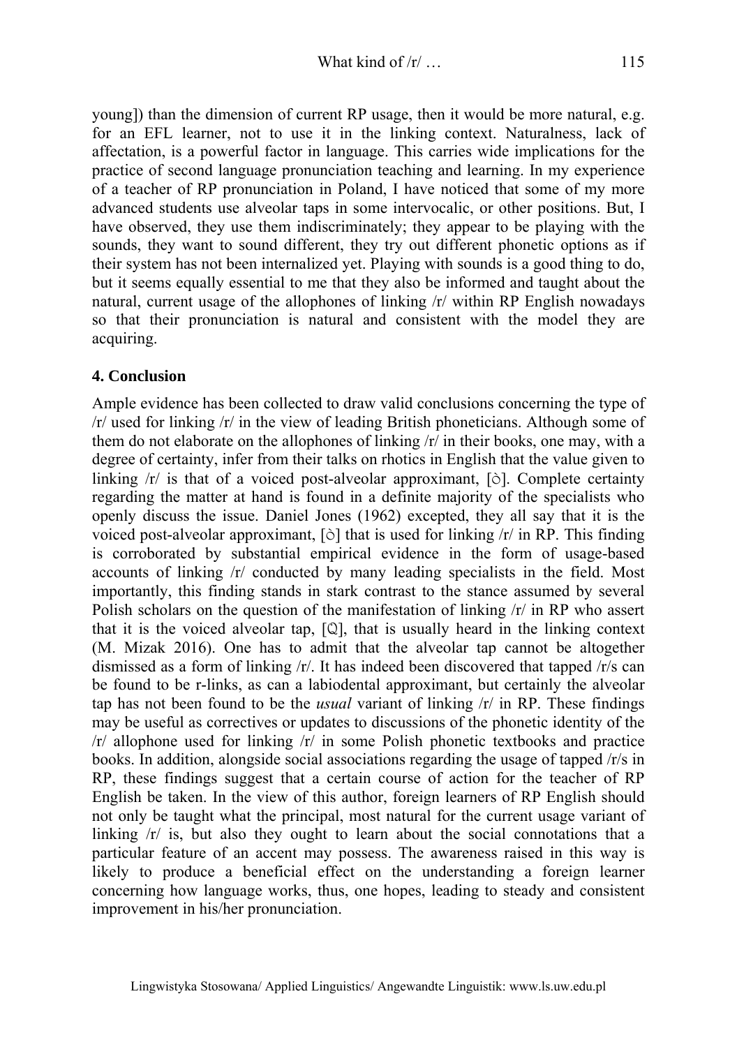young]) than the dimension of current RP usage, then it would be more natural, e.g. for an EFL learner, not to use it in the linking context. Naturalness, lack of affectation, is a powerful factor in language. This carries wide implications for the practice of second language pronunciation teaching and learning. In my experience of a teacher of RP pronunciation in Poland, I have noticed that some of my more advanced students use alveolar taps in some intervocalic, or other positions. But, I have observed, they use them indiscriminately; they appear to be playing with the sounds, they want to sound different, they try out different phonetic options as if their system has not been internalized yet. Playing with sounds is a good thing to do, but it seems equally essential to me that they also be informed and taught about the natural, current usage of the allophones of linking /r/ within RP English nowadays so that their pronunciation is natural and consistent with the model they are acquiring.

## 4. Conclusion

Ample evidence has been collected to draw valid conclusions concerning the type of /r/ used for linking /r/ in the view of leading British phoneticians. Although some of them do not elaborate on the allophones of linking /r/ in their books, one may, with a degree of certainty, infer from their talks on rhotics in English that the value given to linking /r/ is that of a voiced post-alveolar approximant, [ɹ̠]. Complete certainty regarding the matter at hand is found in a definite majority of the specialists who openly discuss the issue. Daniel Jones (1962) excepted, they all say that it is the voiced post-alveolar approximant, [ɹ̠] that is used for linking /r/ in RP. This finding is corroborated by substantial empirical evidence in the form of usage-based accounts of linking /r/ conducted by many leading specialists in the field. Most importantly, this finding stands in stark contrast to the stance assumed by several Polish scholars on the question of the manifestation of linking /r/ in RP who assert that it is the voiced alveolar tap, [ɾ], that is usually heard in the linking context (M. Mizak 2016). One has to admit that the alveolar tap cannot be altogether dismissed as a form of linking /r/. It has indeed been discovered that tapped /r/s can be found to be r-links, as can a labiodental approximant, but certainly the alveolar tap has not been found to be the *usual* variant of linking /r/ in RP. These findings may be useful as correctives or updates to discussions of the phonetic identity of the /r/ allophone used for linking /r/ in some Polish phonetic textbooks and practice books. In addition, alongside social associations regarding the usage of tapped /r/s in RP, these findings suggest that a certain course of action for the teacher of RP English be taken. In the view of this author, foreign learners of RP English should not only be taught what the principal, most natural for the current usage variant of linking /r/ is, but also they ought to learn about the social connotations that a particular feature of an accent may possess. The awareness raised in this way is likely to produce a beneficial effect on the understanding a foreign learner concerning how language works, thus, one hopes, leading to steady and consistent improvement in his/her pronunciation.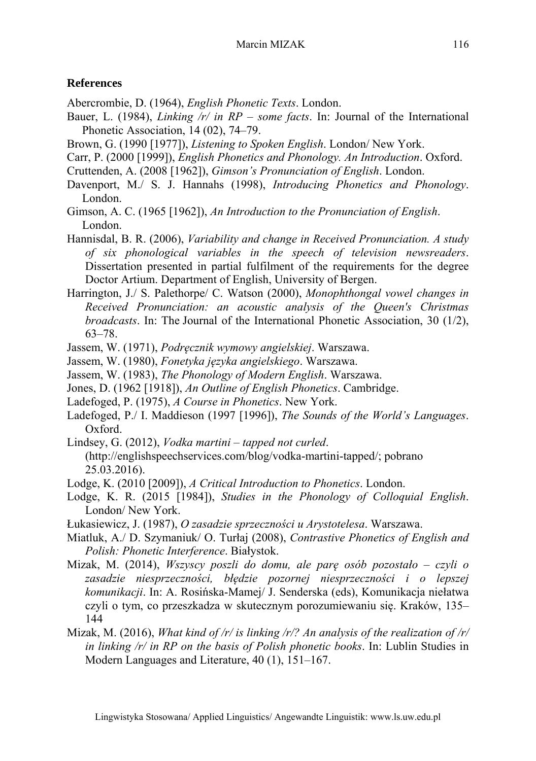## References

Abercrombie, D. (1964), *English Phonetic Texts*. London.

Bauer, L. (1984), *Linking /r/ in RP – some facts*. In: Journal of the International Phonetic Association, 14 (02), 74–79.

Brown, G. (1990 [1977]), *Listening to Spoken English*. London/ New York.

Carr, P. (2000 [1999]), *English Phonetics and Phonology. An Introduction*. Oxford.

Cruttenden, A. (2008 [1962]), *Gimson's Pronunciation of English*. London.

Davenport, M./ S. J. Hannahs (1998), *Introducing Phonetics and Phonology*. London.

Gimson, A. C. (1965 [1962]), *An Introduction to the Pronunciation of English*. London.

Hannisdal, B. R. (2006), *Variability and change in Received Pronunciation. A study of six phonological variables in the speech of television newsreaders*. Dissertation presented in partial fulfilment of the requirements for the degree Doctor Artium. Department of English, University of Bergen.

Harrington, J./ S. Palethorpe/ C. Watson (2000), *Monophthongal vowel changes in Received Pronunciation: an acoustic analysis of the Queen's Christmas broadcasts*. In: The Journal of the International Phonetic Association, 30 (1/2), 63–78.

Jassem, W. (1971), *Podręcznik wymowy angielskiej*. Warszawa.

Jassem, W. (1980), *Fonetyka języka angielskiego*. Warszawa.

Jassem, W. (1983), *The Phonology of Modern English*. Warszawa.

Jones, D. (1962 [1918]), *An Outline of English Phonetics*. Cambridge.

Ladefoged, P. (1975), *A Course in Phonetics*. New York.

Ladefoged, P./ I. Maddieson (1997 [1996]), *The Sounds of the World's Languages*. Oxford.

Lindsey, G. (2012), *Vodka martini – tapped not curled*. (http://englishspeechservices.com/blog/vodka-martini-tapped/; pobrano 25.03.2016).

Lodge, K. (2010 [2009]), *A Critical Introduction to Phonetics*. London.

Lodge, K. R. (2015 [1984]), *Studies in the Phonology of Colloquial English*. London/ New York.

Łukasiewicz, J. (1987), *O zasadzie sprzeczności u Arystotelesa*. Warszawa.

Miatluk, A./ D. Szymaniuk/ O. Turłaj (2008), *Contrastive Phonetics of English and Polish: Phonetic Interference*. Białystok.

Mizak, M. (2014), *Wszyscy poszli do domu, ale parę osób pozostało – czyli o zasadzie niesprzeczności, błędzie pozornej niesprzeczności i o lepszej komunikacji*. In: A. Rosińska-Mamej/ J. Senderska (eds), Komunikacja niełatwa czyli o tym, co przeszkadza w skutecznym porozumiewaniu się. Kraków, 135–144

Mizak, M. (2016), *What kind of /r/ is linking /r/? An analysis of the realization of /r/ in linking /r/ in RP on the basis of Polish phonetic books*. In: Lublin Studies in Modern Languages and Literature, 40 (1), 151–167.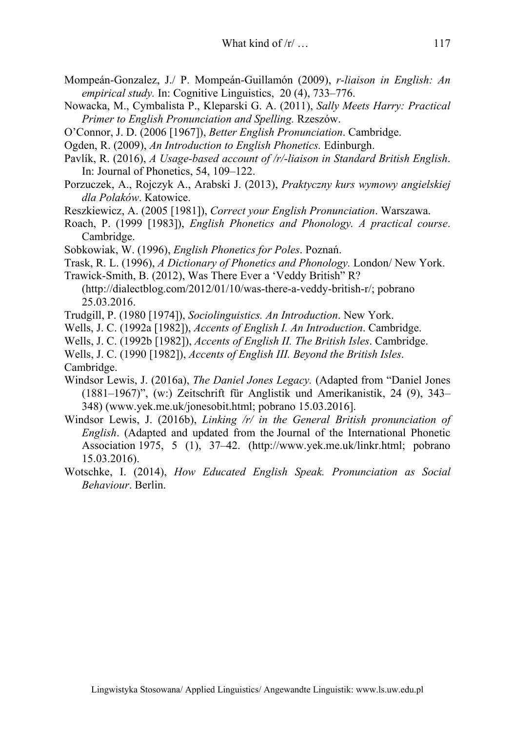Mompeán-Gonzalez, J./ P. Mompeán-Guillamón (2009), *r-liaison in English: An empirical study.* In: Cognitive Linguistics, 20 (4), 733–776.

Nowacka, M., Cymbalista P., Kleparski G. A. (2011), *Sally Meets Harry: Practical Primer to English Pronunciation and Spelling.* Rzeszów.

O'Connor, J. D. (2006 [1967]), *Better English Pronunciation*. Cambridge.

Ogden, R. (2009), *An Introduction to English Phonetics.* Edinburgh.

Pavlík, R. (2016), *A Usage-based account of /r/-liaison in Standard British English*. In: Journal of Phonetics, 54, 109–122.

Porzuczek, A., Rojczyk A., Arabski J. (2013), *Praktyczny kurs wymowy angielskiej dla Polaków*. Katowice.

Reszkiewicz, A. (2005 [1981]), *Correct your English Pronunciation*. Warszawa.

Roach, P. (1999 [1983]), *English Phonetics and Phonology. A practical course*. Cambridge.

Sobkowiak, W. (1996), *English Phonetics for Poles*. Poznań.

Trask, R. L. (1996), *A Dictionary of Phonetics and Phonology.* London/ New York.

Trawick-Smith, B. (2012), Was There Ever a 'Veddy British" R? (http://dialectblog.com/2012/01/10/was-there-a-veddy-british-r/; pobrano 25.03.2016.

Trudgill, P. (1980 [1974]), *Sociolinguistics. An Introduction*. New York.

Wells, J. C. (1992a [1982]), *Accents of English I. An Introduction*. Cambridge.

Wells, J. C. (1992b [1982]), *Accents of English II. The British Isles*. Cambridge.

Wells, J. C. (1990 [1982]), *Accents of English III. Beyond the British Isles*. Cambridge.

Windsor Lewis, J. (2016a), *The Daniel Jones Legacy.* (Adapted from "Daniel Jones (1881–1967)", (w:) Zeitschrift für Anglistik und Amerikanistik, 24 (9), 343–348) (www.yek.me.uk/jonesobit.html; pobrano 15.03.2016].

Windsor Lewis, J. (2016b), *Linking /r/ in the General British pronunciation of English*. (Adapted and updated from the Journal of the International Phonetic Association 1975, 5 (1), 37–42. (http://www.yek.me.uk/linkr.html; pobrano 15.03.2016).

Wotschke, I. (2014), *How Educated English Speak. Pronunciation as Social Behaviour*. Berlin.